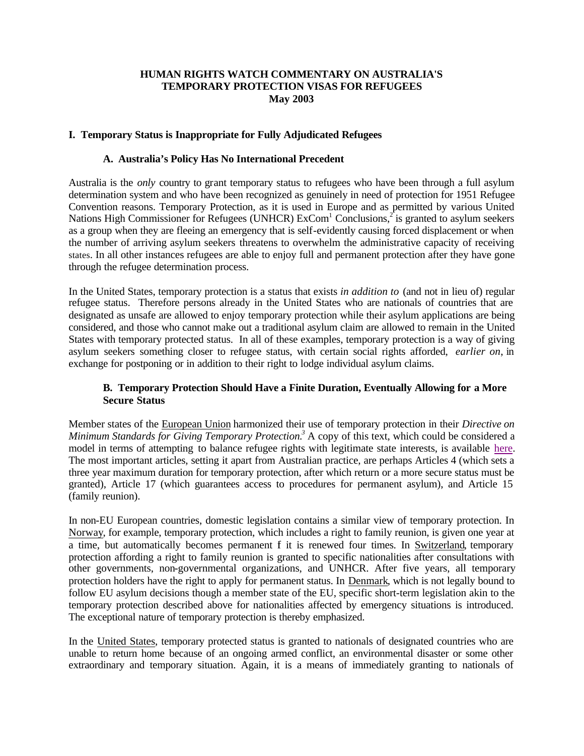# HUMAN RIGHTS WATCH COMMENTARY ON AUSTRALIA'S TEMPORARY PROTECTION VISAS FOR REFUGEES
**May 2003**

## I. Temporary Status is Inappropriate for Fully Adjudicated Refugees

### A. Australia's Policy Has No International Precedent

Australia is the *only* country to grant temporary status to refugees who have been through a full asylum determination system and who have been recognized as genuinely in need of protection for 1951 Refugee Convention reasons. Temporary Protection, as it is used in Europe and as permitted by various United Nations High Commissioner for Refugees (UNHCR) ExCom[1] Conclusions,[2] is granted to asylum seekers as a group when they are fleeing an emergency that is self-evidently causing forced displacement or when the number of arriving asylum seekers threatens to overwhelm the administrative capacity of receiving states. In all other instances refugees are able to enjoy full and permanent protection after they have gone through the refugee determination process.

In the United States, temporary protection is a status that exists *in addition to* (and not in lieu of) regular refugee status. Therefore persons already in the United States who are nationals of countries that are designated as unsafe are allowed to enjoy temporary protection while their asylum applications are being considered, and those who cannot make out a traditional asylum claim are allowed to remain in the United States with temporary protected status. In all of these examples, temporary protection is a way of giving asylum seekers something closer to refugee status, with certain social rights afforded, *earlier on*, in exchange for postponing or in addition to their right to lodge individual asylum claims.

### B. Temporary Protection Should Have a Finite Duration, Eventually Allowing for a More Secure Status

Member states of the European Union harmonized their use of temporary protection in their *Directive on Minimum Standards for Giving Temporary Protection.*[3] A copy of this text, which could be considered a model in terms of attempting to balance refugee rights with legitimate state interests, is available here. The most important articles, setting it apart from Australian practice, are perhaps Articles 4 (which sets a three year maximum duration for temporary protection, after which return or a more secure status must be granted), Article 17 (which guarantees access to procedures for permanent asylum), and Article 15 (family reunion).

In non-EU European countries, domestic legislation contains a similar view of temporary protection. In Norway, for example, temporary protection, which includes a right to family reunion, is given one year at a time, but automatically becomes permanent f it is renewed four times. In Switzerland, temporary protection affording a right to family reunion is granted to specific nationalities after consultations with other governments, non-governmental organizations, and UNHCR. After five years, all temporary protection holders have the right to apply for permanent status. In Denmark, which is not legally bound to follow EU asylum decisions though a member state of the EU, specific short-term legislation akin to the temporary protection described above for nationalities affected by emergency situations is introduced. The exceptional nature of temporary protection is thereby emphasized.

In the United States, temporary protected status is granted to nationals of designated countries who are unable to return home because of an ongoing armed conflict, an environmental disaster or some other extraordinary and temporary situation. Again, it is a means of immediately granting to nationals of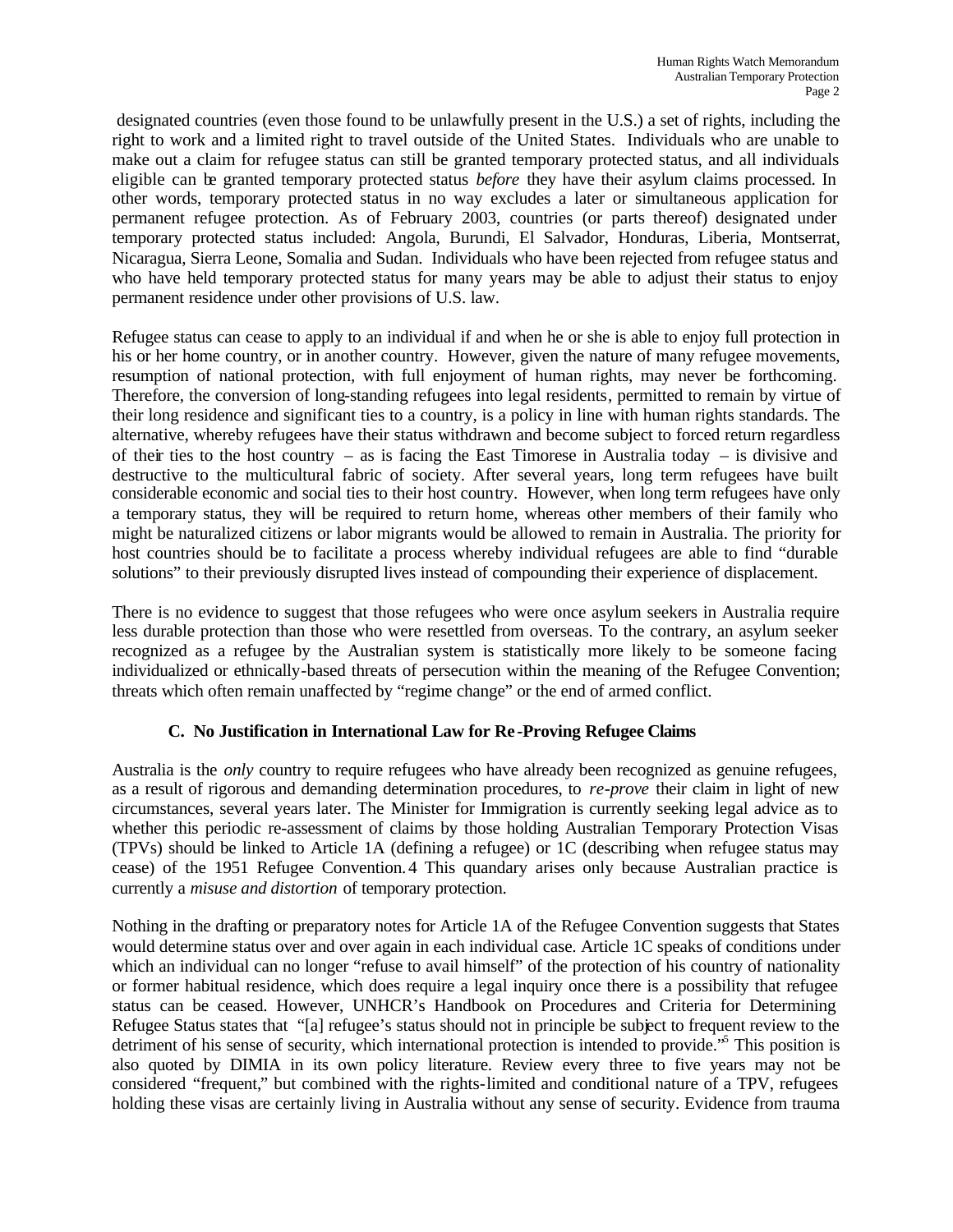designated countries (even those found to be unlawfully present in the U.S.) a set of rights, including the right to work and a limited right to travel outside of the United States. Individuals who are unable to make out a claim for refugee status can still be granted temporary protected status, and all individuals eligible can be granted temporary protected status *before* they have their asylum claims processed. In other words, temporary protected status in no way excludes a later or simultaneous application for permanent refugee protection. As of February 2003, countries (or parts thereof) designated under temporary protected status included: Angola, Burundi, El Salvador, Honduras, Liberia, Montserrat, Nicaragua, Sierra Leone, Somalia and Sudan. Individuals who have been rejected from refugee status and who have held temporary protected status for many years may be able to adjust their status to enjoy permanent residence under other provisions of U.S. law.

Refugee status can cease to apply to an individual if and when he or she is able to enjoy full protection in his or her home country, or in another country. However, given the nature of many refugee movements, resumption of national protection, with full enjoyment of human rights, may never be forthcoming. Therefore, the conversion of long-standing refugees into legal residents, permitted to remain by virtue of their long residence and significant ties to a country, is a policy in line with human rights standards. The alternative, whereby refugees have their status withdrawn and become subject to forced return regardless of their ties to the host country – as is facing the East Timorese in Australia today – is divisive and destructive to the multicultural fabric of society. After several years, long term refugees have built considerable economic and social ties to their host country. However, when long term refugees have only a temporary status, they will be required to return home, whereas other members of their family who might be naturalized citizens or labor migrants would be allowed to remain in Australia. The priority for host countries should be to facilitate a process whereby individual refugees are able to find "durable solutions" to their previously disrupted lives instead of compounding their experience of displacement.

There is no evidence to suggest that those refugees who were once asylum seekers in Australia require less durable protection than those who were resettled from overseas. To the contrary, an asylum seeker recognized as a refugee by the Australian system is statistically more likely to be someone facing individualized or ethnically-based threats of persecution within the meaning of the Refugee Convention; threats which often remain unaffected by "regime change" or the end of armed conflict.

### C. No Justification in International Law for Re-Proving Refugee Claims

Australia is the *only* country to require refugees who have already been recognized as genuine refugees, as a result of rigorous and demanding determination procedures, to *re-prove* their claim in light of new circumstances, several years later. The Minister for Immigration is currently seeking legal advice as to whether this periodic re-assessment of claims by those holding Australian Temporary Protection Visas (TPVs) should be linked to Article 1A (defining a refugee) or 1C (describing when refugee status may cease) of the 1951 Refugee Convention.[4] This quandary arises only because Australian practice is currently a *misuse and distortion* of temporary protection.

Nothing in the drafting or preparatory notes for Article 1A of the Refugee Convention suggests that States would determine status over and over again in each individual case. Article 1C speaks of conditions under which an individual can no longer "refuse to avail himself" of the protection of his country of nationality or former habitual residence, which does require a legal inquiry once there is a possibility that refugee status can be ceased. However, UNHCR's Handbook on Procedures and Criteria for Determining Refugee Status states that "[a] refugee's status should not in principle be subject to frequent review to the detriment of his sense of security, which international protection is intended to provide."[5] This position is also quoted by DIMIA in its own policy literature. Review every three to five years may not be considered "frequent," but combined with the rights-limited and conditional nature of a TPV, refugees holding these visas are certainly living in Australia without any sense of security. Evidence from trauma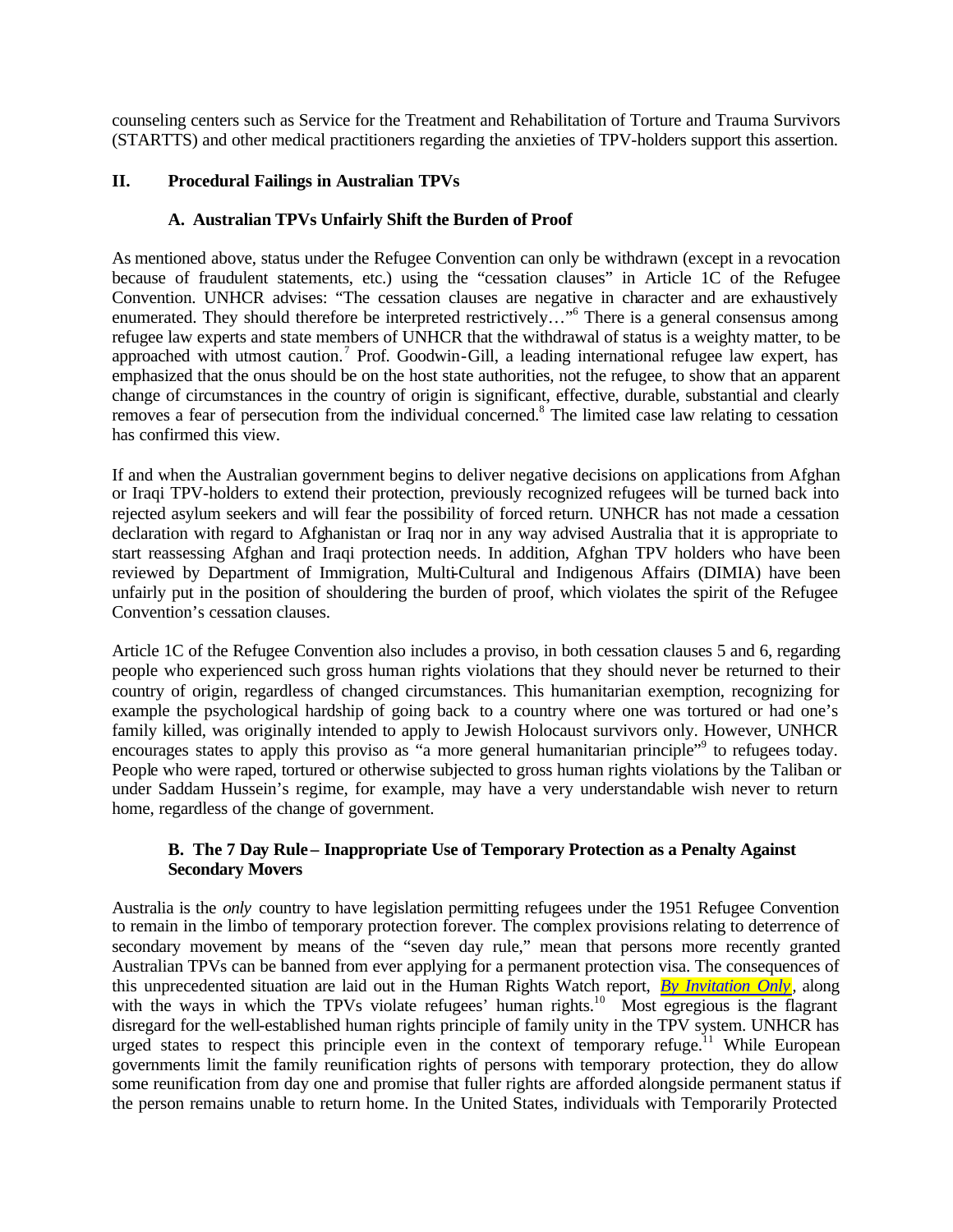counseling centers such as Service for the Treatment and Rehabilitation of Torture and Trauma Survivors (STARTTS) and other medical practitioners regarding the anxieties of TPV-holders support this assertion.

## II. Procedural Failings in Australian TPVs

### A. Australian TPVs Unfairly Shift the Burden of Proof

As mentioned above, status under the Refugee Convention can only be withdrawn (except in a revocation because of fraudulent statements, etc.) using the "cessation clauses" in Article 1C of the Refugee Convention. UNHCR advises: "The cessation clauses are negative in character and are exhaustively enumerated. They should therefore be interpreted restrictively…"[6] There is a general consensus among refugee law experts and state members of UNHCR that the withdrawal of status is a weighty matter, to be approached with utmost caution.[7] Prof. Goodwin-Gill, a leading international refugee law expert, has emphasized that the onus should be on the host state authorities, not the refugee, to show that an apparent change of circumstances in the country of origin is significant, effective, durable, substantial and clearly removes a fear of persecution from the individual concerned.[8] The limited case law relating to cessation has confirmed this view.

If and when the Australian government begins to deliver negative decisions on applications from Afghan or Iraqi TPV-holders to extend their protection, previously recognized refugees will be turned back into rejected asylum seekers and will fear the possibility of forced return. UNHCR has not made a cessation declaration with regard to Afghanistan or Iraq nor in any way advised Australia that it is appropriate to start reassessing Afghan and Iraqi protection needs. In addition, Afghan TPV holders who have been reviewed by Department of Immigration, Multi-Cultural and Indigenous Affairs (DIMIA) have been unfairly put in the position of shouldering the burden of proof, which violates the spirit of the Refugee Convention's cessation clauses.

Article 1C of the Refugee Convention also includes a proviso, in both cessation clauses 5 and 6, regarding people who experienced such gross human rights violations that they should never be returned to their country of origin, regardless of changed circumstances. This humanitarian exemption, recognizing for example the psychological hardship of going back to a country where one was tortured or had one's family killed, was originally intended to apply to Jewish Holocaust survivors only. However, UNHCR encourages states to apply this proviso as "a more general humanitarian principle"[9] to refugees today. People who were raped, tortured or otherwise subjected to gross human rights violations by the Taliban or under Saddam Hussein's regime, for example, may have a very understandable wish never to return home, regardless of the change of government.

### B. The 7 Day Rule – Inappropriate Use of Temporary Protection as a Penalty Against Secondary Movers

Australia is the *only* country to have legislation permitting refugees under the 1951 Refugee Convention to remain in the limbo of temporary protection forever. The complex provisions relating to deterrence of secondary movement by means of the "seven day rule," mean that persons more recently granted Australian TPVs can be banned from ever applying for a permanent protection visa. The consequences of this unprecedented situation are laid out in the Human Rights Watch report, *By Invitation Only*, along with the ways in which the TPVs violate refugees' human rights.[10] Most egregious is the flagrant disregard for the well-established human rights principle of family unity in the TPV system. UNHCR has urged states to respect this principle even in the context of temporary refuge.[11] While European governments limit the family reunification rights of persons with temporary protection, they do allow some reunification from day one and promise that fuller rights are afforded alongside permanent status if the person remains unable to return home. In the United States, individuals with Temporarily Protected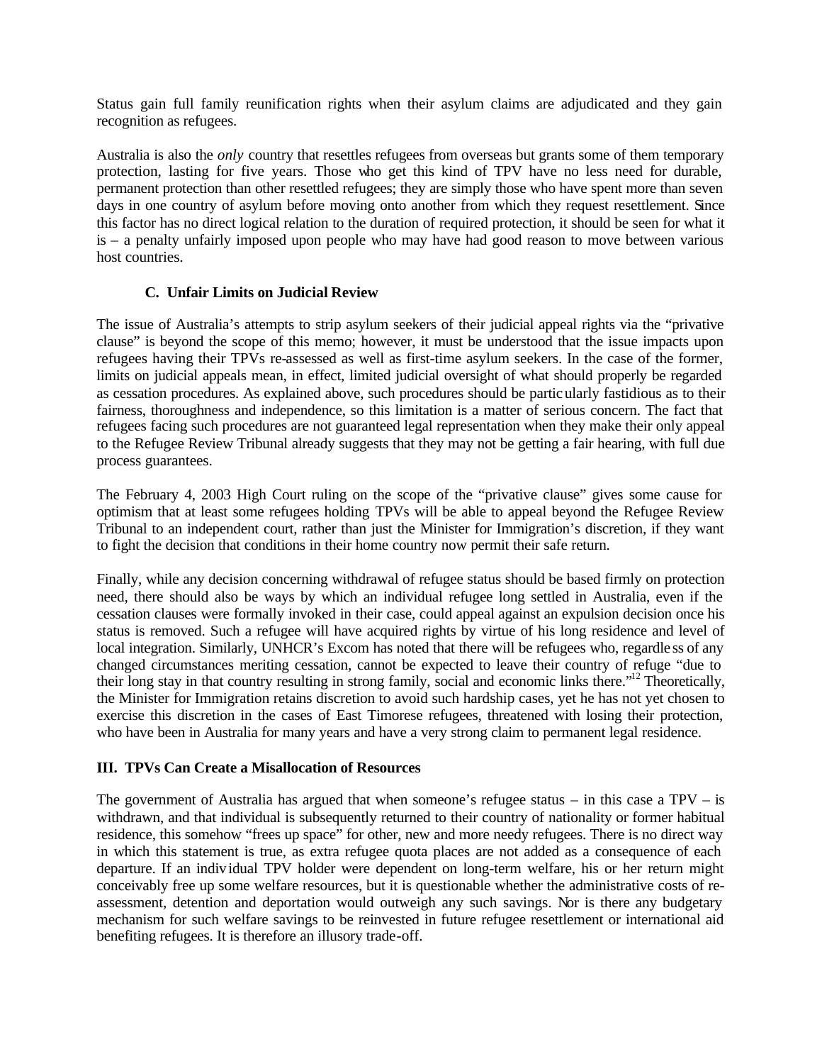Status gain full family reunification rights when their asylum claims are adjudicated and they gain recognition as refugees.

Australia is also the *only* country that resettles refugees from overseas but grants some of them temporary protection, lasting for five years. Those who get this kind of TPV have no less need for durable, permanent protection than other resettled refugees; they are simply those who have spent more than seven days in one country of asylum before moving onto another from which they request resettlement. Since this factor has no direct logical relation to the duration of required protection, it should be seen for what it is – a penalty unfairly imposed upon people who may have had good reason to move between various host countries.

### C. Unfair Limits on Judicial Review

The issue of Australia's attempts to strip asylum seekers of their judicial appeal rights via the "privative clause" is beyond the scope of this memo; however, it must be understood that the issue impacts upon refugees having their TPVs re-assessed as well as first-time asylum seekers. In the case of the former, limits on judicial appeals mean, in effect, limited judicial oversight of what should properly be regarded as cessation procedures. As explained above, such procedures should be particularly fastidious as to their fairness, thoroughness and independence, so this limitation is a matter of serious concern. The fact that refugees facing such procedures are not guaranteed legal representation when they make their only appeal to the Refugee Review Tribunal already suggests that they may not be getting a fair hearing, with full due process guarantees.

The February 4, 2003 High Court ruling on the scope of the "privative clause" gives some cause for optimism that at least some refugees holding TPVs will be able to appeal beyond the Refugee Review Tribunal to an independent court, rather than just the Minister for Immigration's discretion, if they want to fight the decision that conditions in their home country now permit their safe return.

Finally, while any decision concerning withdrawal of refugee status should be based firmly on protection need, there should also be ways by which an individual refugee long settled in Australia, even if the cessation clauses were formally invoked in their case, could appeal against an expulsion decision once his status is removed. Such a refugee will have acquired rights by virtue of his long residence and level of local integration. Similarly, UNHCR's Excom has noted that there will be refugees who, regardless of any changed circumstances meriting cessation, cannot be expected to leave their country of refuge "due to their long stay in that country resulting in strong family, social and economic links there."[12] Theoretically, the Minister for Immigration retains discretion to avoid such hardship cases, yet he has not yet chosen to exercise this discretion in the cases of East Timorese refugees, threatened with losing their protection, who have been in Australia for many years and have a very strong claim to permanent legal residence.

## III. TPVs Can Create a Misallocation of Resources

The government of Australia has argued that when someone's refugee status – in this case a TPV – is withdrawn, and that individual is subsequently returned to their country of nationality or former habitual residence, this somehow "frees up space" for other, new and more needy refugees. There is no direct way in which this statement is true, as extra refugee quota places are not added as a consequence of each departure. If an individual TPV holder were dependent on long-term welfare, his or her return might conceivably free up some welfare resources, but it is questionable whether the administrative costs of re-assessment, detention and deportation would outweigh any such savings. Nor is there any budgetary mechanism for such welfare savings to be reinvested in future refugee resettlement or international aid benefiting refugees. It is therefore an illusory trade-off.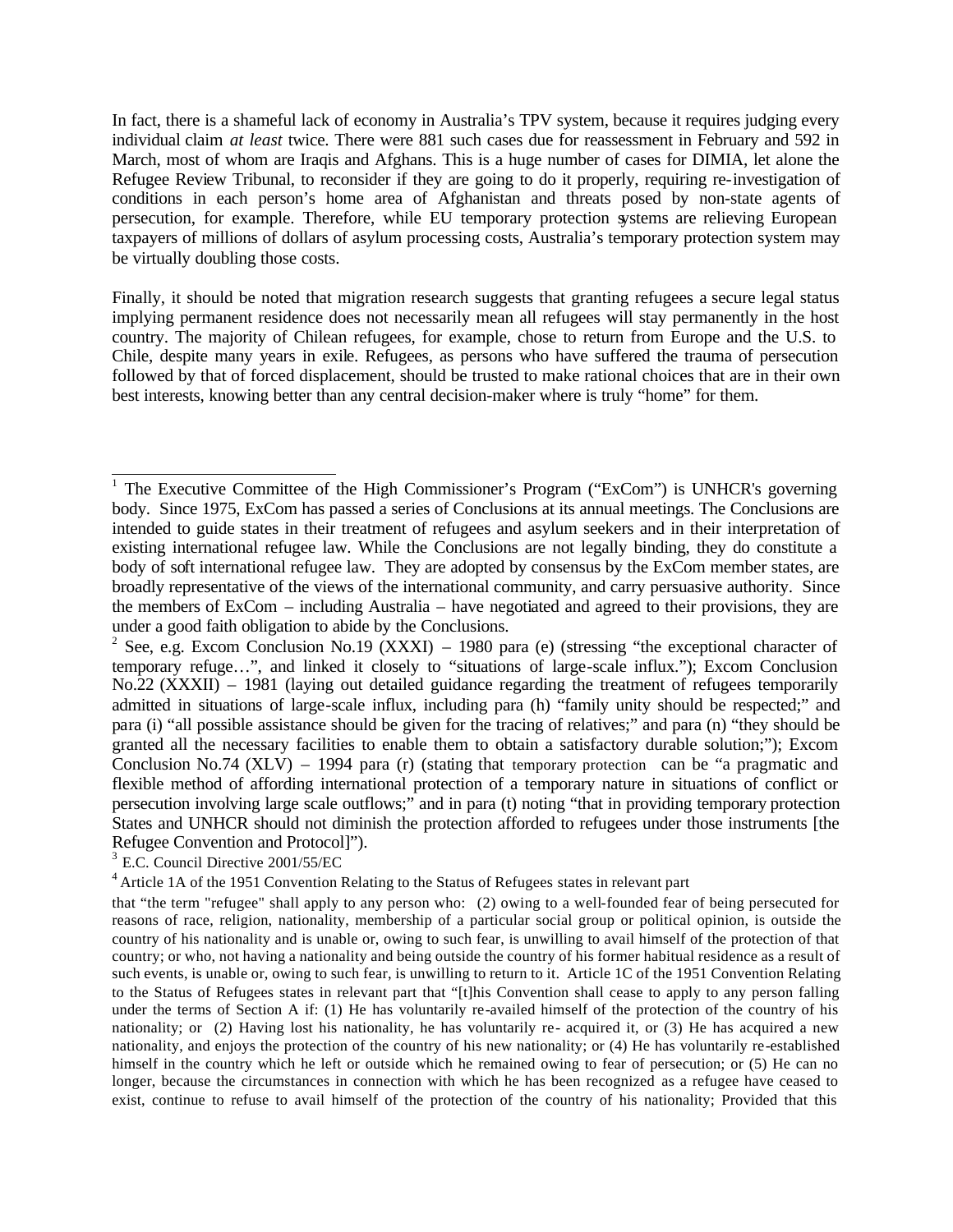In fact, there is a shameful lack of economy in Australia's TPV system, because it requires judging every individual claim *at least* twice. There were 881 such cases due for reassessment in February and 592 in March, most of whom are Iraqis and Afghans. This is a huge number of cases for DIMIA, let alone the Refugee Review Tribunal, to reconsider if they are going to do it properly, requiring re-investigation of conditions in each person's home area of Afghanistan and threats posed by non-state agents of persecution, for example. Therefore, while EU temporary protection systems are relieving European taxpayers of millions of dollars of asylum processing costs, Australia's temporary protection system may be virtually doubling those costs.

Finally, it should be noted that migration research suggests that granting refugees a secure legal status implying permanent residence does not necessarily mean all refugees will stay permanently in the host country. The majority of Chilean refugees, for example, chose to return from Europe and the U.S. to Chile, despite many years in exile. Refugees, as persons who have suffered the trauma of persecution followed by that of forced displacement, should be trusted to make rational choices that are in their own best interests, knowing better than any central decision-maker where is truly "home" for them.

---

[1] The Executive Committee of the High Commissioner's Program ("ExCom") is UNHCR's governing body. Since 1975, ExCom has passed a series of Conclusions at its annual meetings. The Conclusions are intended to guide states in their treatment of refugees and asylum seekers and in their interpretation of existing international refugee law. While the Conclusions are not legally binding, they do constitute a body of soft international refugee law. They are adopted by consensus by the ExCom member states, are broadly representative of the views of the international community, and carry persuasive authority. Since the members of ExCom – including Australia – have negotiated and agreed to their provisions, they are under a good faith obligation to abide by the Conclusions.

[2] See, e.g. Excom Conclusion No.19 (XXXI) – 1980 para (e) (stressing "the exceptional character of temporary refuge…", and linked it closely to "situations of large-scale influx."); Excom Conclusion No.22 (XXXII) – 1981 (laying out detailed guidance regarding the treatment of refugees temporarily admitted in situations of large-scale influx, including para (h) "family unity should be respected;" and para (i) "all possible assistance should be given for the tracing of relatives;" and para (n) "they should be granted all the necessary facilities to enable them to obtain a satisfactory durable solution;"); Excom Conclusion No.74 (XLV) – 1994 para (r) (stating that temporary protection can be "a pragmatic and flexible method of affording international protection of a temporary nature in situations of conflict or persecution involving large scale outflows;" and in para (t) noting "that in providing temporary protection States and UNHCR should not diminish the protection afforded to refugees under those instruments [the Refugee Convention and Protocol]").

[3] E.C. Council Directive 2001/55/EC

[4] Article 1A of the 1951 Convention Relating to the Status of Refugees states in relevant part

that "the term "refugee" shall apply to any person who: (2) owing to a well-founded fear of being persecuted for reasons of race, religion, nationality, membership of a particular social group or political opinion, is outside the country of his nationality and is unable or, owing to such fear, is unwilling to avail himself of the protection of that country; or who, not having a nationality and being outside the country of his former habitual residence as a result of such events, is unable or, owing to such fear, is unwilling to return to it. Article 1C of the 1951 Convention Relating to the Status of Refugees states in relevant part that "[t]his Convention shall cease to apply to any person falling under the terms of Section A if: (1) He has voluntarily re-availed himself of the protection of the country of his nationality; or (2) Having lost his nationality, he has voluntarily re- acquired it, or (3) He has acquired a new nationality, and enjoys the protection of the country of his new nationality; or (4) He has voluntarily re-established himself in the country which he left or outside which he remained owing to fear of persecution; or (5) He can no longer, because the circumstances in connection with which he has been recognized as a refugee have ceased to exist, continue to refuse to avail himself of the protection of the country of his nationality; Provided that this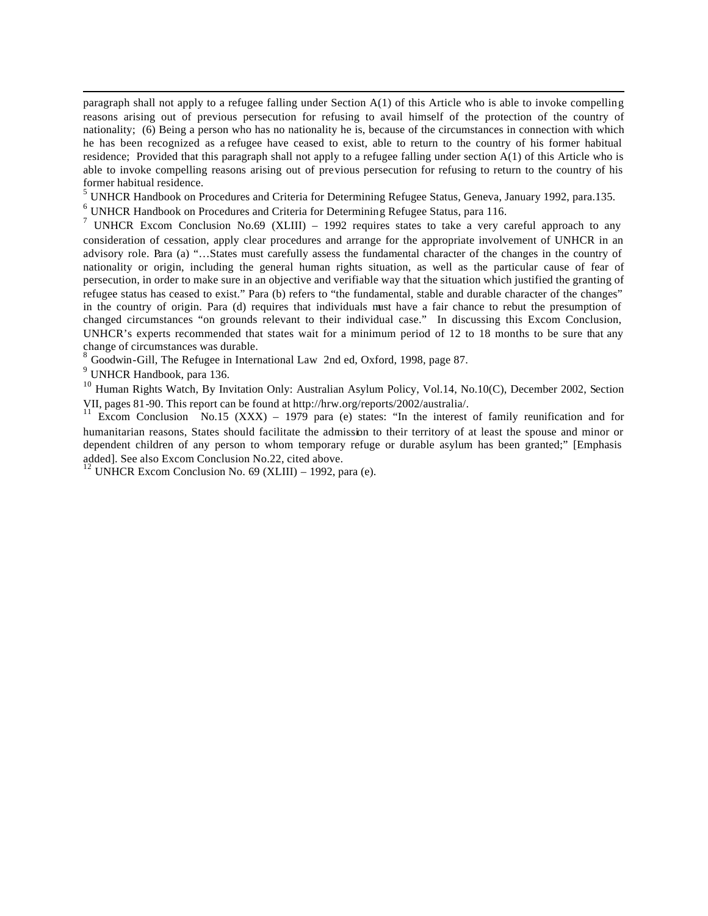paragraph shall not apply to a refugee falling under Section A(1) of this Article who is able to invoke compelling reasons arising out of previous persecution for refusing to avail himself of the protection of the country of nationality; (6) Being a person who has no nationality he is, because of the circumstances in connection with which he has been recognized as a refugee have ceased to exist, able to return to the country of his former habitual residence; Provided that this paragraph shall not apply to a refugee falling under section A(1) of this Article who is able to invoke compelling reasons arising out of previous persecution for refusing to return to the country of his former habitual residence.

[5] UNHCR Handbook on Procedures and Criteria for Determining Refugee Status, Geneva, January 1992, para.135.

[6] UNHCR Handbook on Procedures and Criteria for Determining Refugee Status, para 116.

[7] UNHCR Excom Conclusion No.69 (XLIII) – 1992 requires states to take a very careful approach to any consideration of cessation, apply clear procedures and arrange for the appropriate involvement of UNHCR in an advisory role. Para (a) "…States must carefully assess the fundamental character of the changes in the country of nationality or origin, including the general human rights situation, as well as the particular cause of fear of persecution, in order to make sure in an objective and verifiable way that the situation which justified the granting of refugee status has ceased to exist." Para (b) refers to "the fundamental, stable and durable character of the changes" in the country of origin. Para (d) requires that individuals must have a fair chance to rebut the presumption of changed circumstances "on grounds relevant to their individual case." In discussing this Excom Conclusion, UNHCR's experts recommended that states wait for a minimum period of 12 to 18 months to be sure that any change of circumstances was durable.

[8] Goodwin-Gill, The Refugee in International Law 2nd ed, Oxford, 1998, page 87.

[9] UNHCR Handbook, para 136.

[10] Human Rights Watch, By Invitation Only: Australian Asylum Policy, Vol.14, No.10(C), December 2002, Section VII, pages 81-90. This report can be found at http://hrw.org/reports/2002/australia/.

[11] Excom Conclusion No.15 (XXX) – 1979 para (e) states: "In the interest of family reunification and for humanitarian reasons, States should facilitate the admission to their territory of at least the spouse and minor or dependent children of any person to whom temporary refuge or durable asylum has been granted;" [Emphasis added]. See also Excom Conclusion No.22, cited above.

[12] UNHCR Excom Conclusion No. 69 (XLIII) – 1992, para (e).